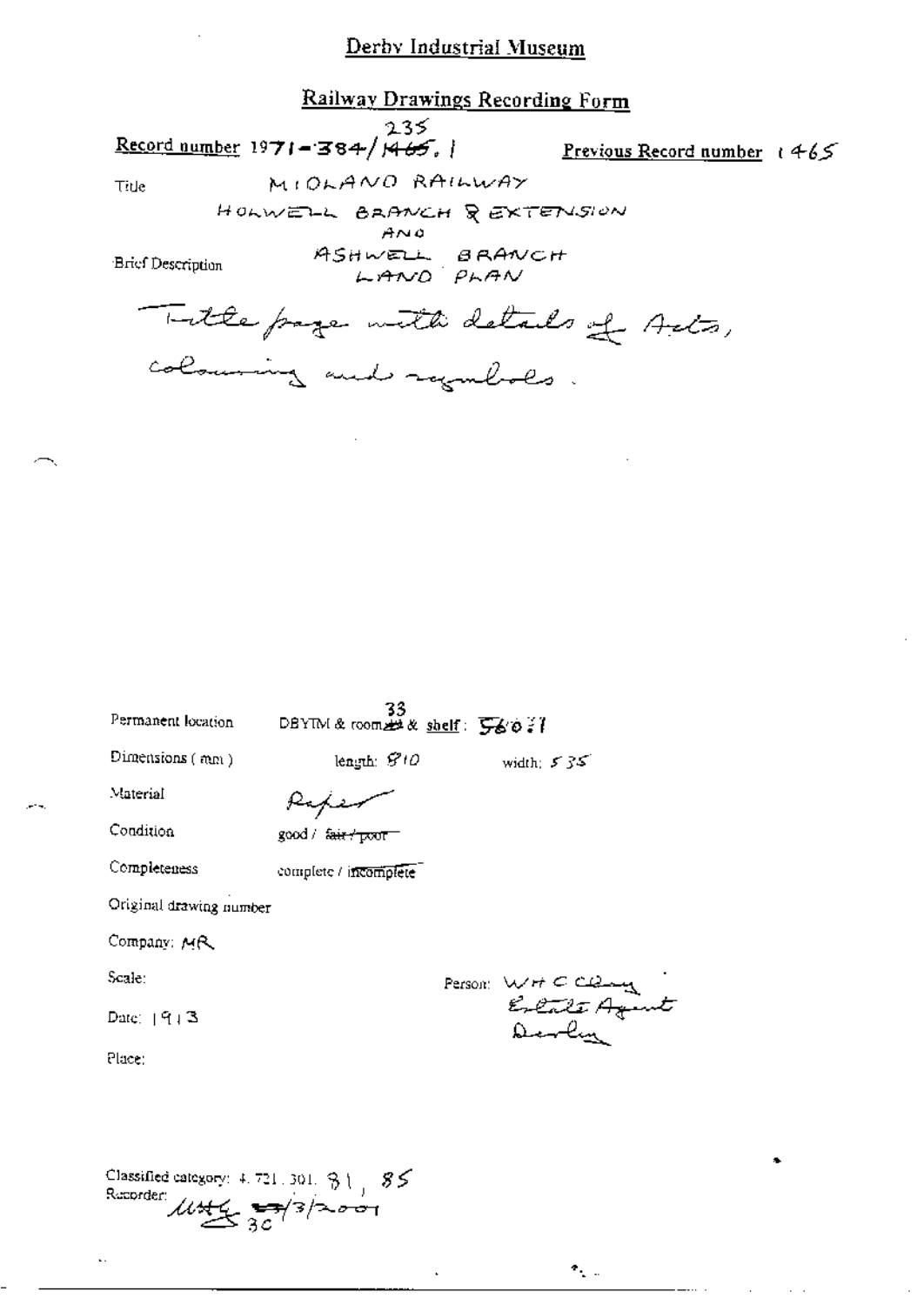# Derby Industrial Museum

## Railway Drawings Recording Form

**Record number** 1971-384/~~1465~~ 235.1 **Previous Record number** 1465

Title MIDLAND RAILWAY

HOLWELL BRANCH & EXTENSION AND ASHWELL BRANCH LAND PLAN

Brief Description

Title page with details of Acts, colouring and symbols.

Permanent location DBYIM & room ~~49~~ 33 & **shelf**: 560?1

Dimensions (mm) length: 810 width: 535

Material Paper

Condition good / ~~fair / poor~~

Completeness complete / ~~incomplete~~

Original drawing number

Company: MR

Scale:

Person: WHC Clay Estate Agent Derby

Date: 1913

Place:

Classified category: 4.721.301. 81, 85

Recorder: UHG ~~27~~ 30/3/2001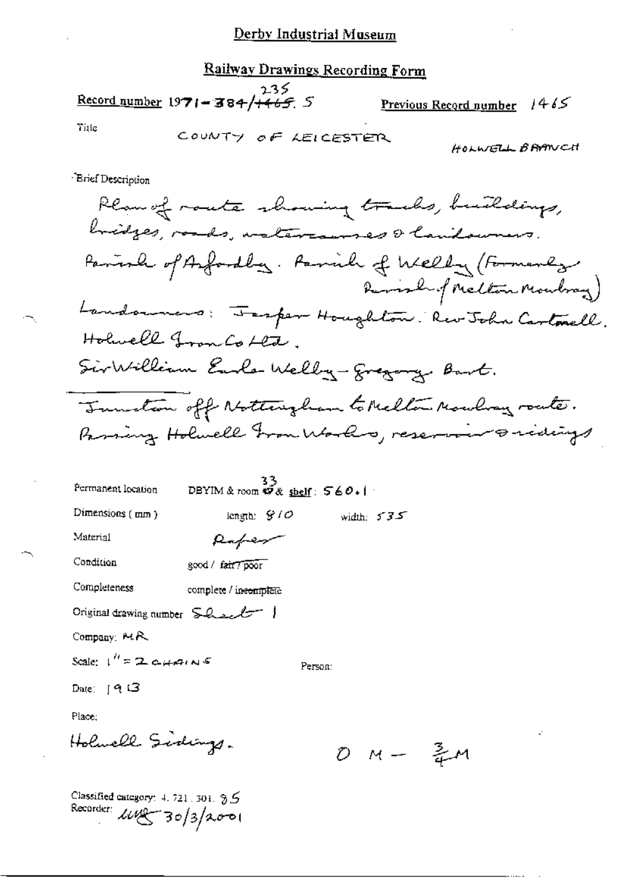# Derby Industrial Museum

## Railway Drawings Recording Form

**Record number** 1971-384/~~1465~~ 235.5 **Previous Record number** 1465

Title COUNTY OF LEICESTER HOLWELL BRANCH

Brief Description

Plan of route showing tracks, buildings, bridges, roads, watercourses & landowners.
Parish of Asfordby. Parish of Welby (Formerly Parish of Melton Mowbray)
Landowners: Jasper Houghton. Rev John Cartwell. Holwell Iron Co Ltd.
Sir William Earle Welby-Gregory Bart.

Junction off Nottingham to Melton Mowbray route.
Passing Holwell Iron Works, reservoir & sidings

Permanent location DBYIM & room 33 & shelf: 560.1

Dimensions (mm) length: 910 width: 535

Material Paper

Condition good / ~~fair / poor~~

Completeness complete / ~~incomplete~~

Original drawing number Sheet 1

Company: MR

Scale: 1" = 2 CHAINS

Person:

Date: 1913

Place:

Holwell Sidings. 0 M — ¾ M

Classified category: 4. 721. 301. 85
Recorder: ~~_ 30/3/2001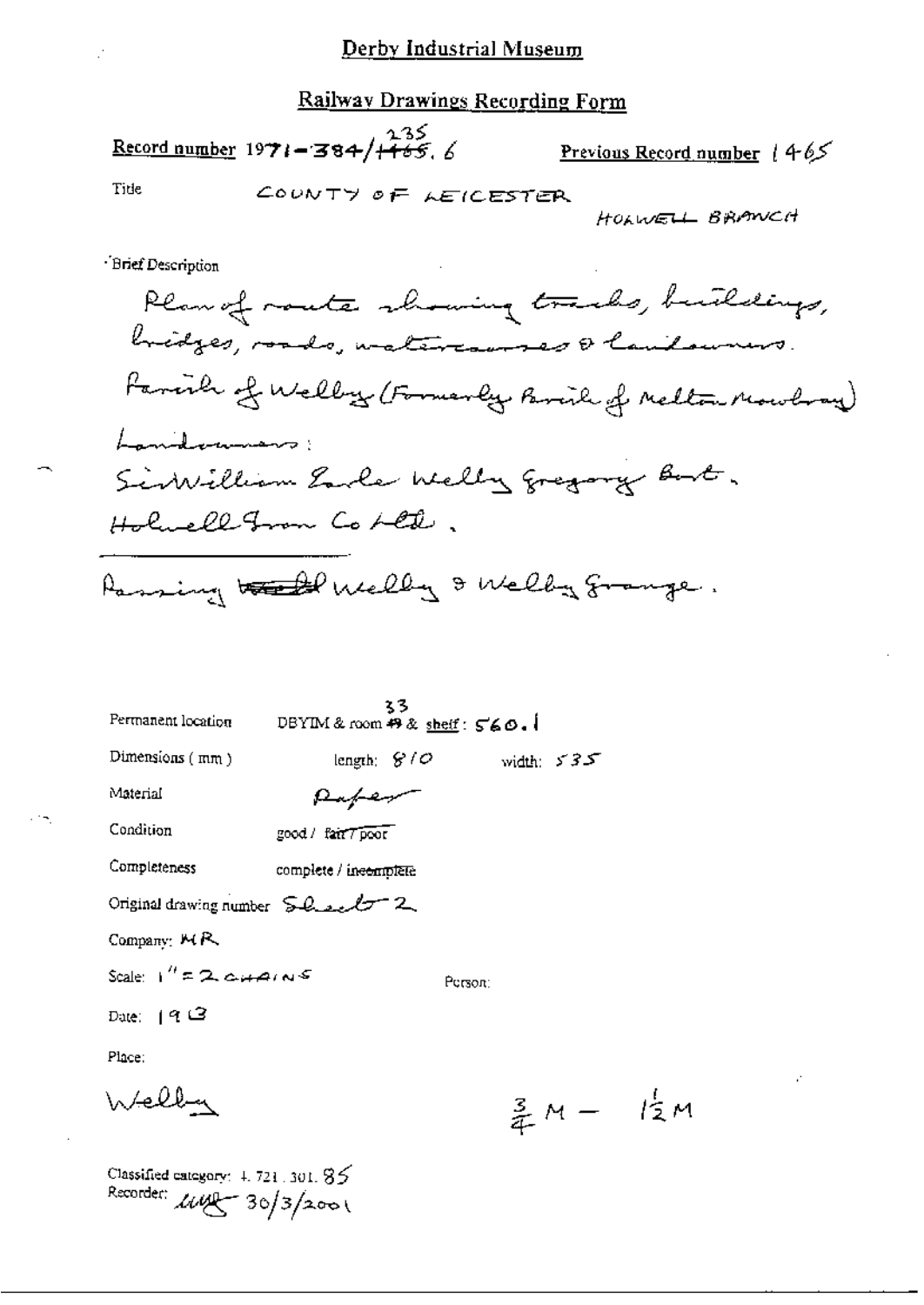# Derby Industrial Museum

## Railway Drawings Recording Form

**Record number** 1971-384/~~1465~~ 235.6 **Previous Record number** 1465

Title COUNTY OF LEICESTER

HOLWELL BRANCH

Brief Description

Plan of route showing tracks, buildings, bridges, roads, watercourses & landowners.

Parish of Welby (Formerly Parish of Melton Mowbray)

Landowners:

Sir William Earle Welby Gregory Bart.

Holwell Iron Co Ltd.

---

Passing ~~Welb~~ Welby & Welby Grange.

Permanent location DBYIM & room ~~49~~ 33 & shelf: 560.1

Dimensions (mm) length: 810 width: 535

Material Paper

Condition good / fair / poor

Completeness complete / ~~incomplete~~

Original drawing number Sheet 2

Company: MR

Scale: 1" = 2 CHAINS Person:

Date: 1913

Place:

Welby

$\frac{3}{4}$ M – $1\frac{1}{2}$ M

Classified category: 4.721.301.85

Recorder: [signature] 30/3/2001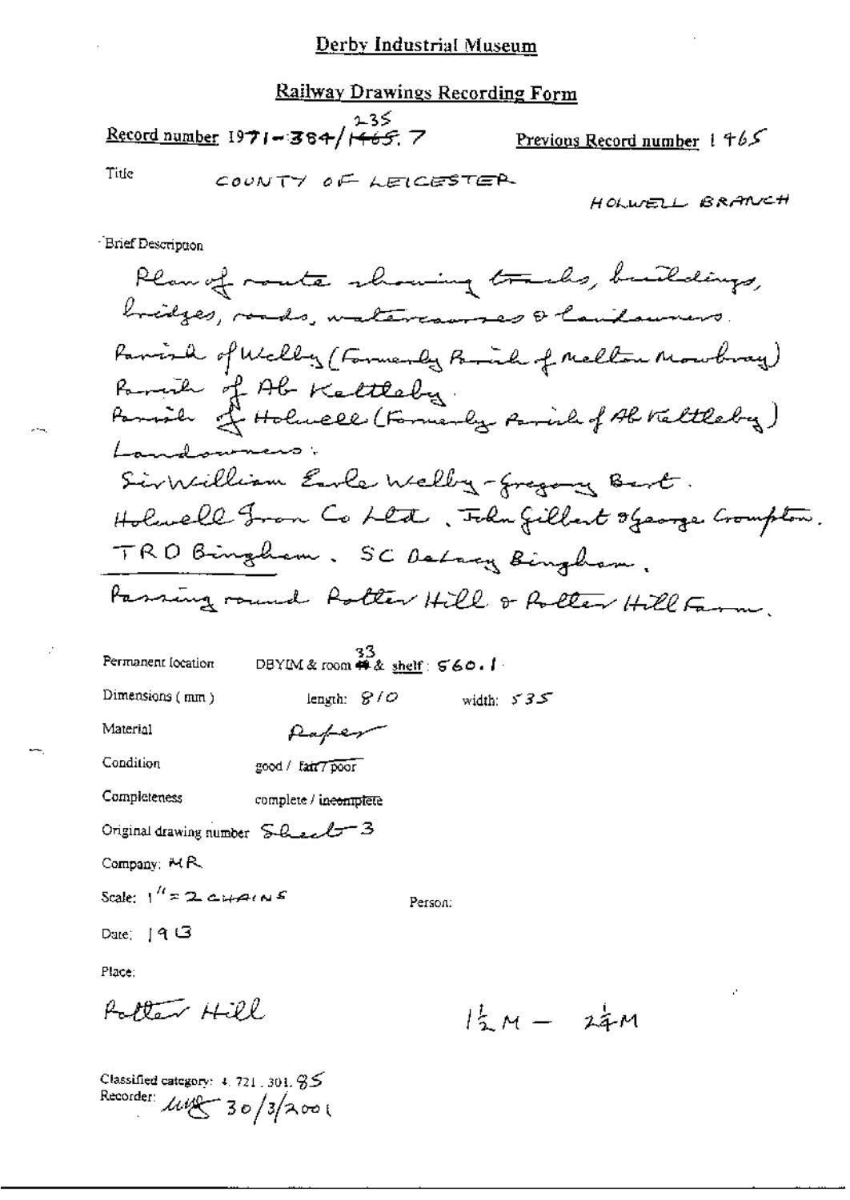# Derby Industrial Museum

## Railway Drawings Recording Form

**Record number** 1971-384/235.7 (1465 struck through)  **Previous Record number** 1465

**Title** COUNTY OF LEICESTER

HOLWELL BRANCH

**Brief Description**

Plan of route showing tracks, buildings, bridges, roads, watercourses & landowners.
Parish of Welby (Formerly Parish of Melton Mowbray)
Parish of Ab Kettleby.
Parish of Holwell (Formerly Parish of Ab Kettleby)
Landowners:
Sir William Earle Welby-Gregory Bart.
Holwell Iron Co Ltd, John Gilbert & George Crompton.
TRO Bingham. SC Delacy Bingham.
Passing round Potter Hill & Potter Hill Farm.

**Permanent location** DBYIM & room 33 & shelf: 560.1

**Dimensions (mm)** length: 810  width: 535

**Material** Paper

**Condition** good / ~~fair / poor~~

**Completeness** complete / ~~incomplete~~

**Original drawing number** Sheet 3

**Company:** MR

**Scale:** 1" = 2 CHAINS

**Person:**

**Date:** 1913

**Place:**

Potter Hill

1½M – 2¼M

Classified category: 4.721.301.85

Recorder: MB 30/3/2001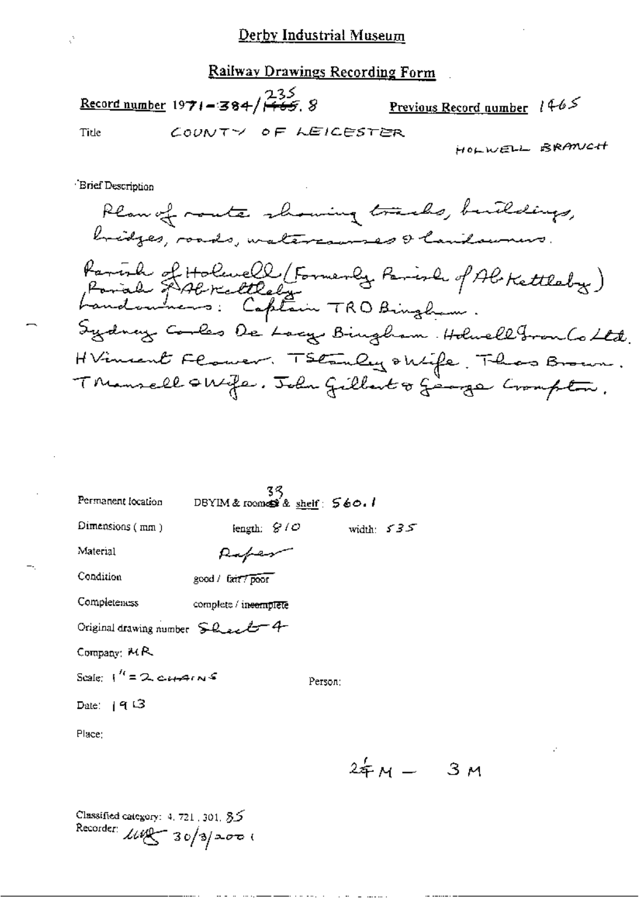# Derby Industrial Museum

## Railway Drawings Recording Form

**Record number** 1971-384/235.8 (1465 struck out)  **Previous Record number** 1465

Title COUNTY OF LEICESTER

HOLWELL BRANCH

Brief Description

Plan of route showing tracks, buildings, bridges, roads, watercourses & landowners.

Parish of Holwell (Formerly Parish of Ab Kettleby) Parish of Ab Kettleby

Landowners: Captain TRO Bingham.

Sydney Carles De Lacy Bingham. Holwell Iron Co Ltd.

H Vincent Flower. T Stanley & Wife. Thos Brown.

T Mansell & Wife. John Gilbert & George Crompton.

Permanent location DBYIM & room 33 & shelf: 560.1

Dimensions (mm) length: 810 width: 535

Material Paper

Condition good / ~~fair / poor~~

Completeness complete / ~~incomplete~~

Original drawing number Sheet 4

Company: MR

Scale: 1" = 2 CHAINS

Person:

Date: 1913

Place:

2¼ M — 3 M

Classified category: 4. 721. 301. 85

Recorder: [signature] 30/3/2001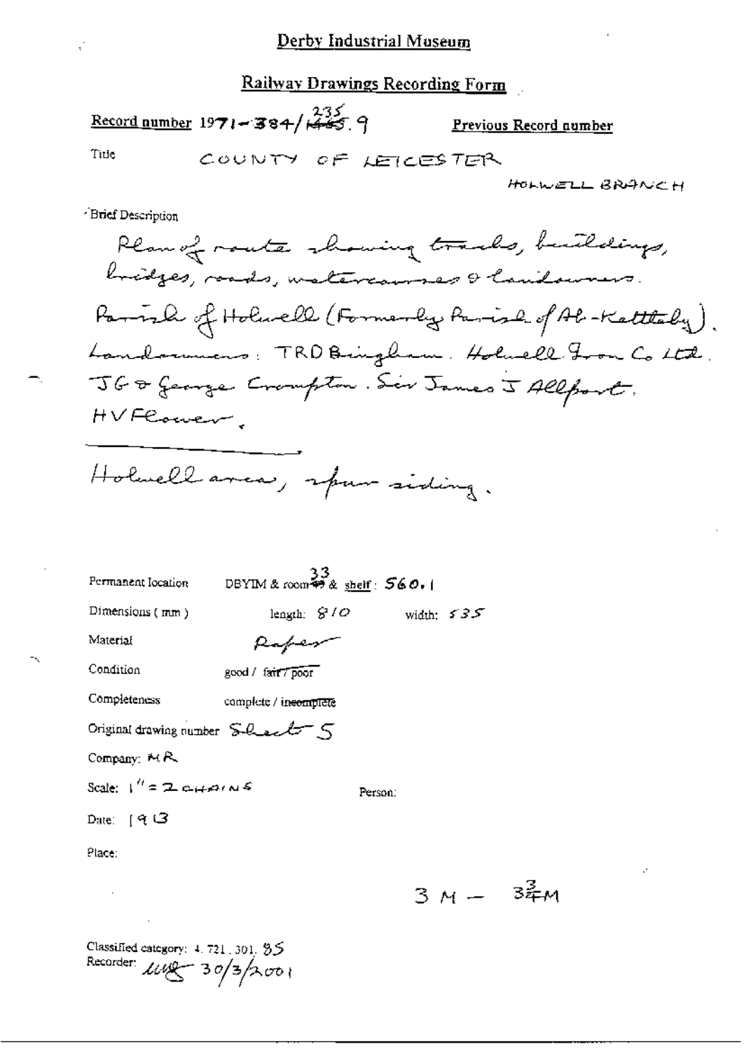Derby Industrial Museum

Railway Drawings Recording Form

Record number 1971-384/235.9 (1465 struck through)

Previous Record number

Title COUNTY OF LEICESTER

HOLWELL BRANCH

Brief Description

Plan of route showing tracks, buildings, bridges, roads, watercourses & landowners.

Parish of Holwell (Formerly Parish of Ab-Kettleby).

Landowners: TRD Bingham. Holwell Iron Co Ltd. JG & George Crompton. Sir James I Allport. HV Flower.

Holwell area, spur siding.

Permanent location DBYIM & room 33 & shelf: 560.1

Dimensions (mm) length: 810 width: 535

Material Paper

Condition good / fair / poor

Completeness complete / incomplete

Original drawing number Sheet 5

Company: MR

Scale: 1" = 2 CHAINS

Person:

Date: 1913

Place:

$3\text{ M} - 3\frac{3}{4}\text{M}$

Classified category: 4.721.301.85

Recorder: [initials] 30/3/2001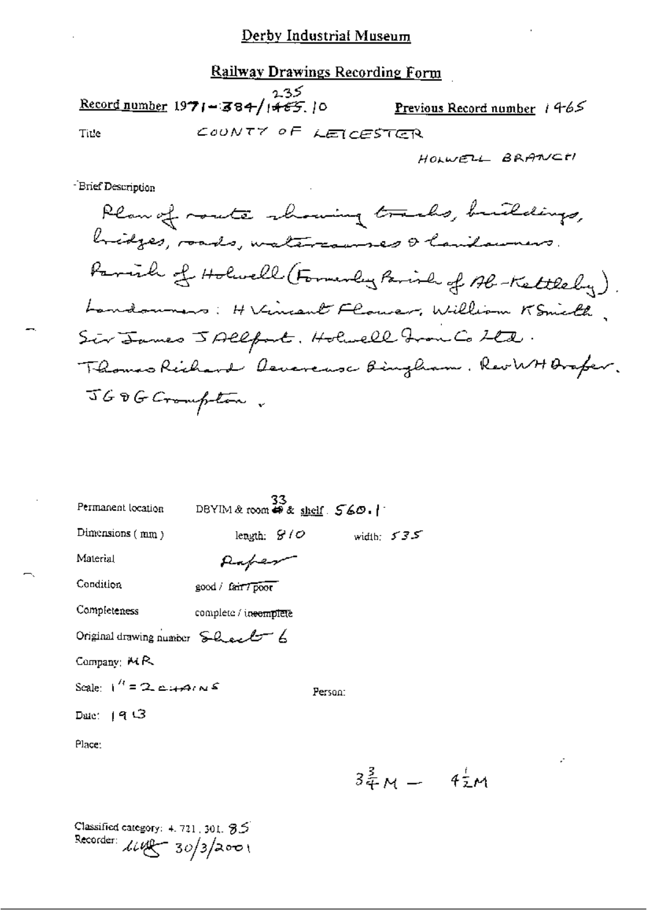# Derby Industrial Museum

## Railway Drawings Recording Form

**Record number** 1971-384/~~1465~~ 235.10 **Previous Record number** 1465

Title COUNTY OF LEICESTER

HOLWELL BRANCH

Brief Description

Plan of route showing tracks, buildings, bridges, roads, watercourses & landowners. Parish of Holwell (Formerly Parish of Ab-Kettleby). Landowners: H Vincent Flower, William K Smith, Sir James J Allport. Holwell Iron Co Ltd. Thomas Richard Devereuse Bingham. Rev W H Draper. J G & G Crompton.

Permanent location DBYIM & room 33 & shelf 560.1

Dimensions (mm) length: 810 width: 535

Material Paper

Condition good / ~~fair / poor~~

Completeness complete / ~~incomplete~~

Original drawing number Sheet 6

Company: MR

Scale: 1" = 2 CHAINS

Person:

Date: 1913

Place:

$3\frac{3}{4}M - 4\frac{1}{2}M$

Classified category: 4.721.301.85

Recorder: LLG 30/3/2001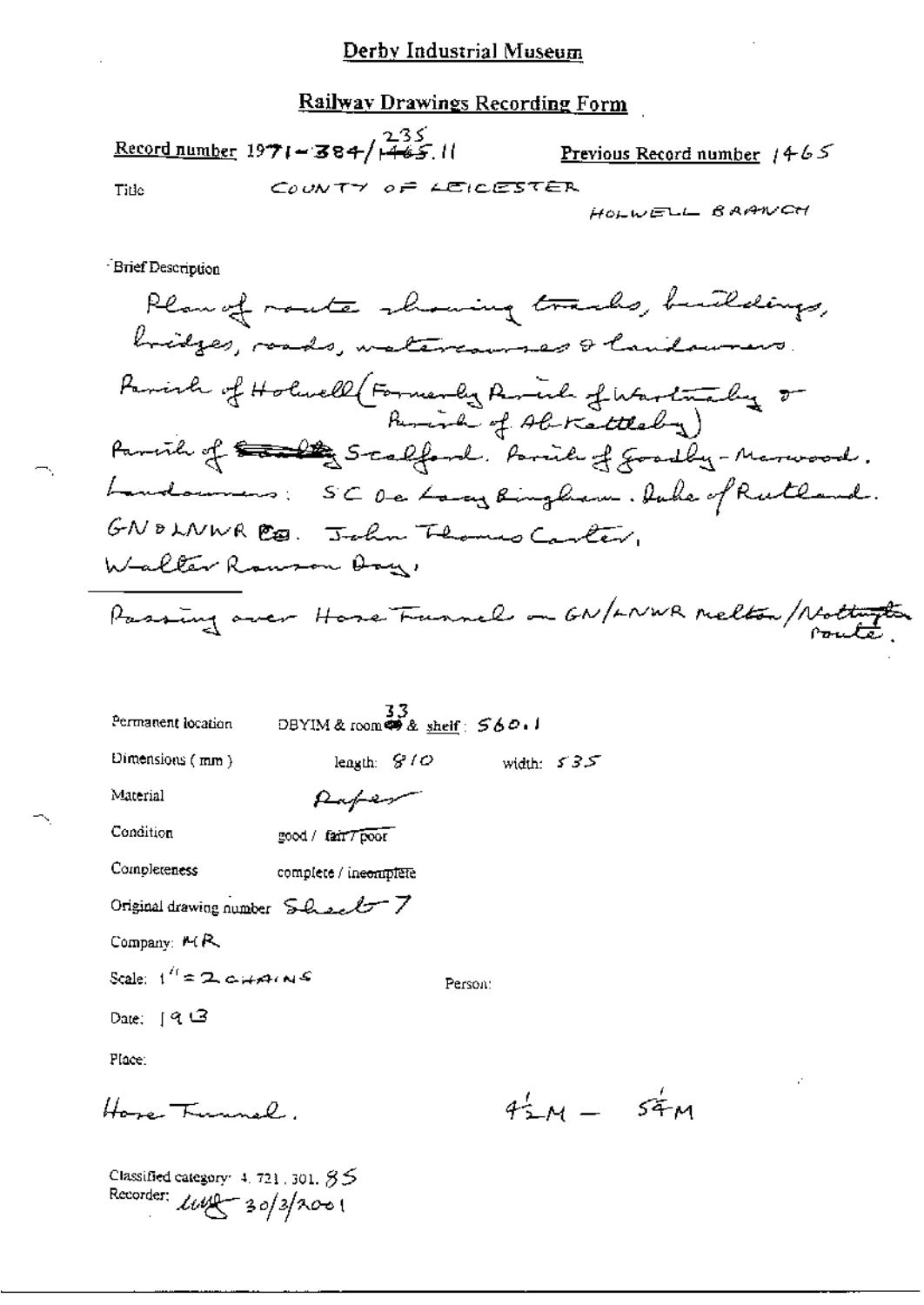# Derby Industrial Museum

## Railway Drawings Recording Form

**Record number** 1971-384/235.11 (1465 struck through) **Previous Record number** 1465

Title COUNTY OF LEICESTER
HOLWELL BRANCH

Brief Description

Plan of route showing tracks, buildings, bridges, roads, watercourses & landowners.
Parish of Holwell (Formerly Parish of Wartnaby & Parish of Ab Kettleby)
Parish of ~~Scalby~~ Scalford. Parish of Goadby-Marwood.
Landowners: S C De Lacy Bingham. Duke of Rutland.
GN & LNWR Co. John Thomas Carter,
Walter Rawson Day,

Passing over Hose Tunnel on GN/LNWR Melton/Nottingham route.

Permanent location DBYIM & room 33 & shelf: 560.1

Dimensions (mm) length: 810 width: 535

Material Paper

Condition good / ~~fair / poor~~

Completeness complete / ~~incomplete~~

Original drawing number Sheet 7

Company: MR

Scale: 1" = 2 CHAINS Person:

Date: 1913

Place:

Hose Tunnel. $4\frac{1}{2}$M – $5\frac{1}{4}$M

Classified category: 4. 721. 301. 85
Recorder: [initials] 30/3/2001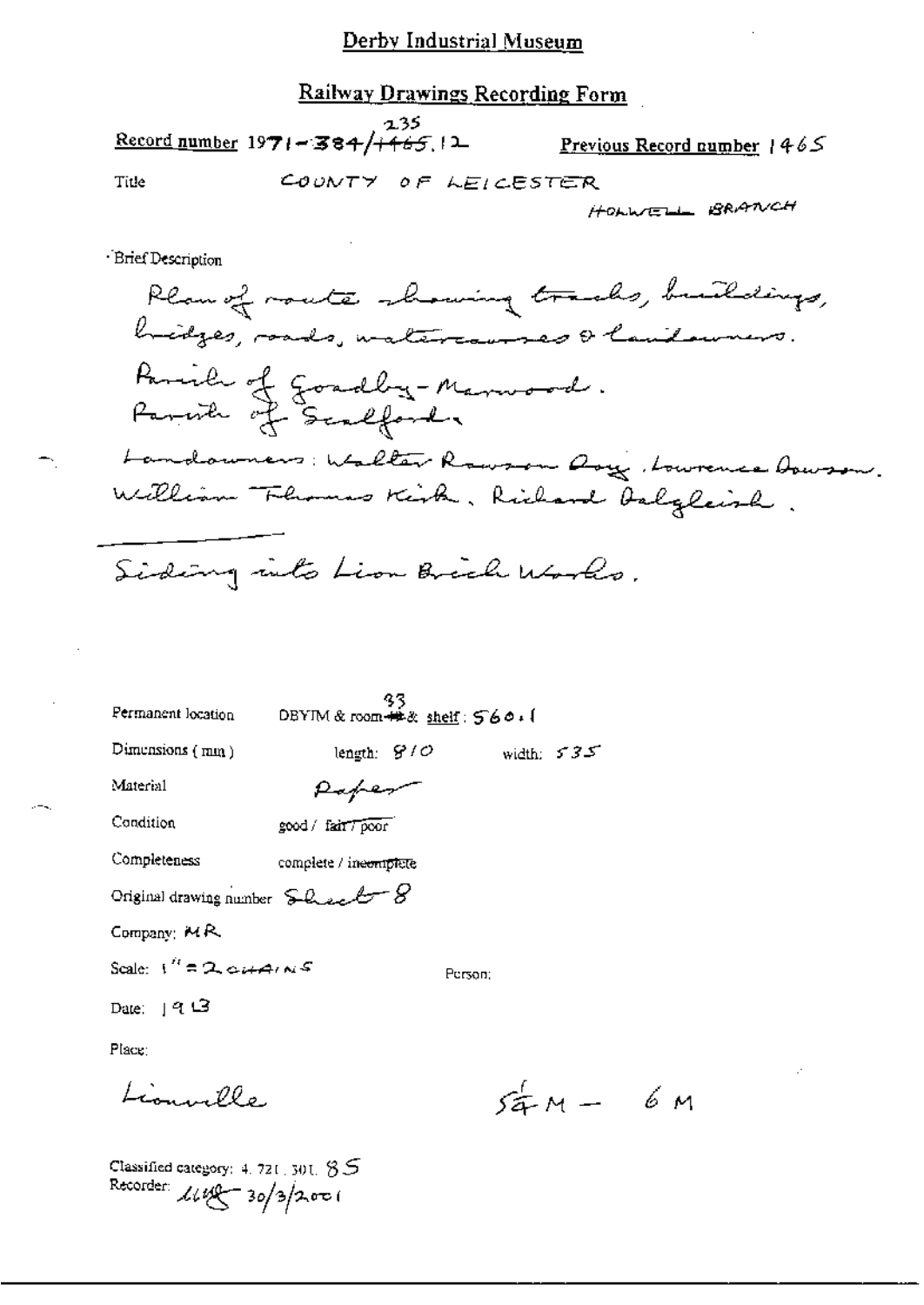# Derby Industrial Museum

## Railway Drawings Recording Form

**Record number** 1971-~~384~~/~~1465~~.12 (235) **Previous Record number** 1465

Title COUNTY OF LEICESTER
HOLWELL BRANCH

Brief Description

Plan of route showing tracks, buildings, bridges, roads, watercourses & landowners.

Parish of Goadby-Marwood.
Parish of Scalford.

Landowners: Walter Rawson Day, Lawrence Dowson.
William Thomas Kirk, Richard Dalgleish.

Siding into Lion Brick Works.

Permanent location DBYIM & room ~~##~~ 33 & shelf: 560.1

Dimensions (mm) length: 810 width: 535

Material Paper

Condition good / ~~fair / poor~~

Completeness complete / ~~incomplete~~

Original drawing number Sheet 8

Company: MR

Scale: 1" = 2 CHAINS

Person:

Date: 1913

Place:

Lionville

5¼ M – 6 M

Classified category: 4.721.301.85
Recorder: [signature] 30/3/2001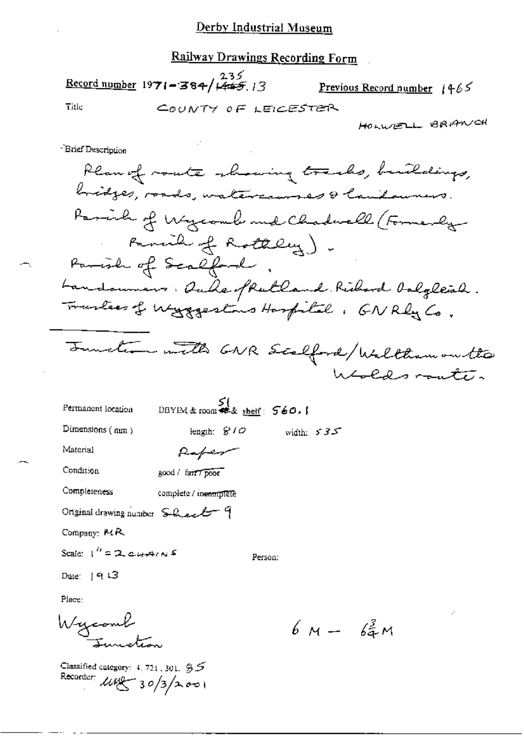# Derby Industrial Museum

## Railway Drawings Recording Form

**Record number** 1971-384/235.13 (1465 struck through) **Previous Record number** 1465

**Title** COUNTY OF LEICESTER

HOLWELL BRANCH

**Brief Description**

Plan of route showing tracks, buildings, bridges, roads, watercourses & landowners.
Parish of Wycomb and Chadwell (Formerly Parish of Rothley).
Parish of Scalford.
Landowners: Duke of Rutland. Richard Dalgleish. Trustees of Wyggestons Hospital. GN Rly Co.

---

Junction with GNR Scalford/Waltham on the Wolds route.

Permanent location DBYIM & room 51 & shelf: 560.1

Dimensions (mm) length: 810 width: 535

Material Paper

Condition good / ~~fair / poor~~

Completeness complete / ~~incomplete~~

Original drawing number Sheet 9

Company: MR

Scale: 1" = 2 CHAINS

Person:

Date: 1913

Place:

Wycomb Junction

6 M – 6¾ M

Classified category: 4.721.301. 85

Recorder: ulf 30/3/2001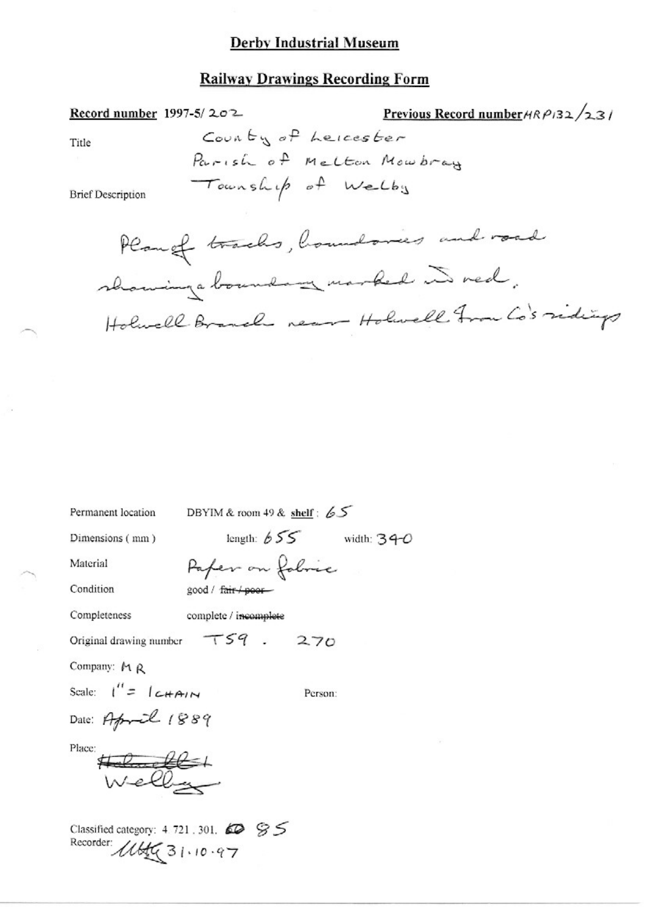# Derby Industrial Museum

## Railway Drawings Recording Form

**Record number** 1997-5/ 202 **Previous Record number** MRP132/231

Title

County of Leicester
Parish of Melton Mowbray
Township of Welby

Brief Description

Plan of tracks, boundaries and road showing a boundary marked in red.
Holwell Branch near Holwell Iron Co's sidings

Permanent location DBYIM & room 49 & shelf: 65

Dimensions (mm) length: 655 width: 340

Material Paper on fabric

Condition good / ~~fair / poor~~

Completeness complete / ~~incomplete~~

Original drawing number T59 . 270

Company: MR

Scale: 1" = 1CHAIN Person:

Date: April 1889

Place: ~~Holwell~~
Welby

Classified category: 4. 721. 301. ~~60~~ 85
Recorder: MHG 31.10.97